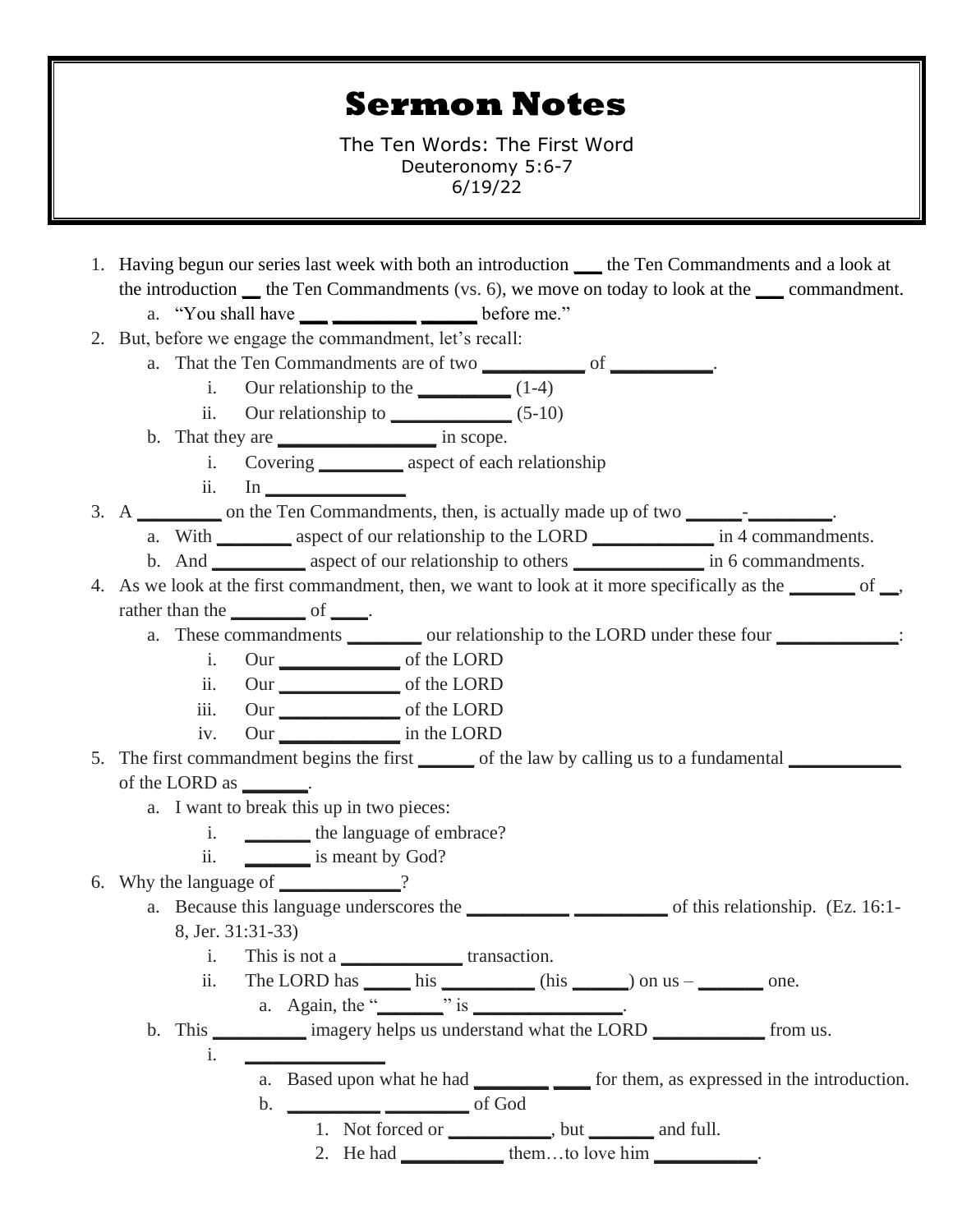# Sermon Notes

The Ten Words: The First Word
Deuteronomy 5:6-7
6/19/22

1. Having begun our series last week with both an introduction ___ the Ten Commandments and a look at the introduction __ the Ten Commandments (vs. 6), we move on today to look at the ___ commandment.
   a. "You shall have ___ ________ ______ before me."
2. But, before we engage the commandment, let's recall:
   a. That the Ten Commandments are of two __________ of __________.
      i. Our relationship to the _________ (1-4)
      ii. Our relationship to ___________ (5-10)
   b. That they are _______________ in scope.
      i. Covering ________ aspect of each relationship
      ii. In ______________
3. A ________ on the Ten Commandments, then, is actually made up of two _____-________.
   a. With _______ aspect of our relationship to the LORD ___________ in 4 commandments.
   b. And _________ aspect of our relationship to others ____________ in 6 commandments.
4. As we look at the first commandment, then, we want to look at it more specifically as the _______ of __, rather than the _______ of ____.
   a. These commandments _______ our relationship to the LORD under these four ___________:
      i. Our ___________ of the LORD
      ii. Our ___________ of the LORD
      iii. Our ___________ of the LORD
      iv. Our ___________ in the LORD
5. The first commandment begins the first ______ of the law by calling us to a fundamental ___________ of the LORD as _______.
   a. I want to break this up in two pieces:
      i. _______ the language of embrace?
      ii. _______ is meant by God?
6. Why the language of ___________?
   a. Because this language underscores the __________ _________ of this relationship. (Ez. 16:1-8, Jer. 31:31-33)
      i. This is not a ___________ transaction.
      ii. The LORD has _____ his _________ (his ______) on us – _______ one.
         a. Again, the "_______" is _______________.
   b. This _________ imagery helps us understand what the LORD ___________ from us.
      i. ______________
         a. Based upon what he had _______ ____ for them, as expressed in the introduction.
         b. _________ ________ of God
            1. Not forced or __________, but _______ and full.
            2. He had __________ them…to love him __________.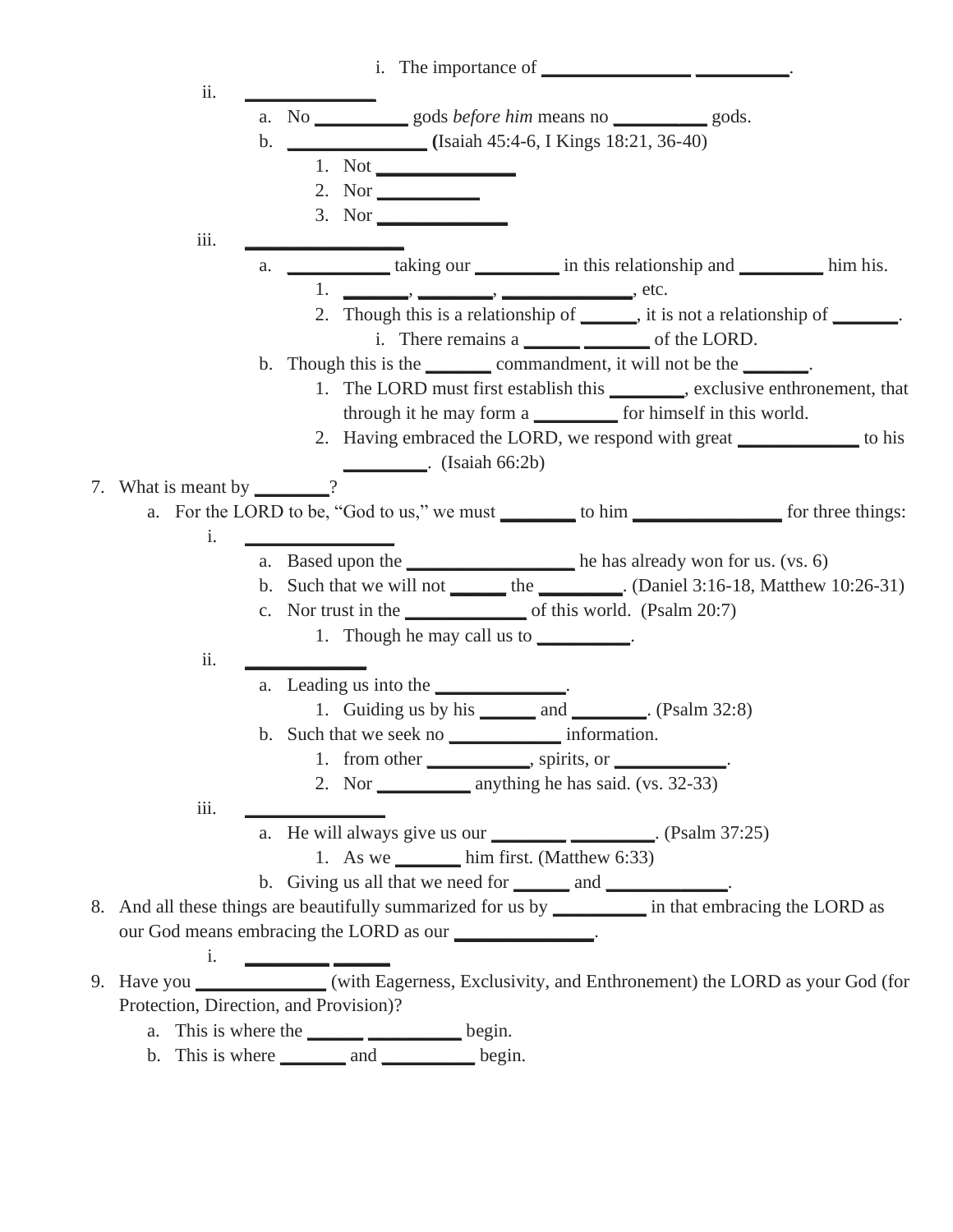i. The importance of ________________ __________.

   ii. ______________

      a. No __________ gods *before him* means no __________ gods.
      b. ______________ (Isaiah 45:4-6, I Kings 18:21, 36-40)
         1. Not ______________
         2. Nor ___________
         3. Nor ______________

   iii. _________________

      a. ___________ taking our _________ in this relationship and _________ him his.
         1. _______, ________, _____________, etc.
         2. Though this is a relationship of ______, it is not a relationship of _______.
            i. There remains a ______ _______ of the LORD.
      b. Though this is the _______ commandment, it will not be the _______.
         1. The LORD must first establish this ________, exclusive enthronement, that through it he may form a _________ for himself in this world.
         2. Having embraced the LORD, we respond with great _____________ to his _________. (Isaiah 66:2b)

7. What is meant by ________?
   a. For the LORD to be, "God to us," we must ________ to him ________________ for three things:
      i. ________________
         a. Based upon the _________________ he has already won for us. (vs. 6)
         b. Such that we will not ______ the _________. (Daniel 3:16-18, Matthew 10:26-31)
         c. Nor trust in the _____________ of this world. (Psalm 20:7)
            1. Though he may call us to __________.
      ii. _____________
         a. Leading us into the ______________.
            1. Guiding us by his ______ and ________. (Psalm 32:8)
         b. Such that we seek no ____________ information.
            1. from other ___________, spirits, or ____________.
            2. Nor __________ anything he has said. (vs. 32-33)
      iii. _______________
         a. He will always give us our ________ _________. (Psalm 37:25)
            1. As we _______ him first. (Matthew 6:33)
         b. Giving us all that we need for ______ and _____________.

8. And all these things are beautifully summarized for us by __________ in that embracing the LORD as our God means embracing the LORD as our _______________.
      i. _________ ______

9. Have you ______________ (with Eagerness, Exclusivity, and Enthronement) the LORD as your God (for Protection, Direction, and Provision)?
   a. This is where the ______ __________ begin.
   b. This is where _______ and __________ begin.